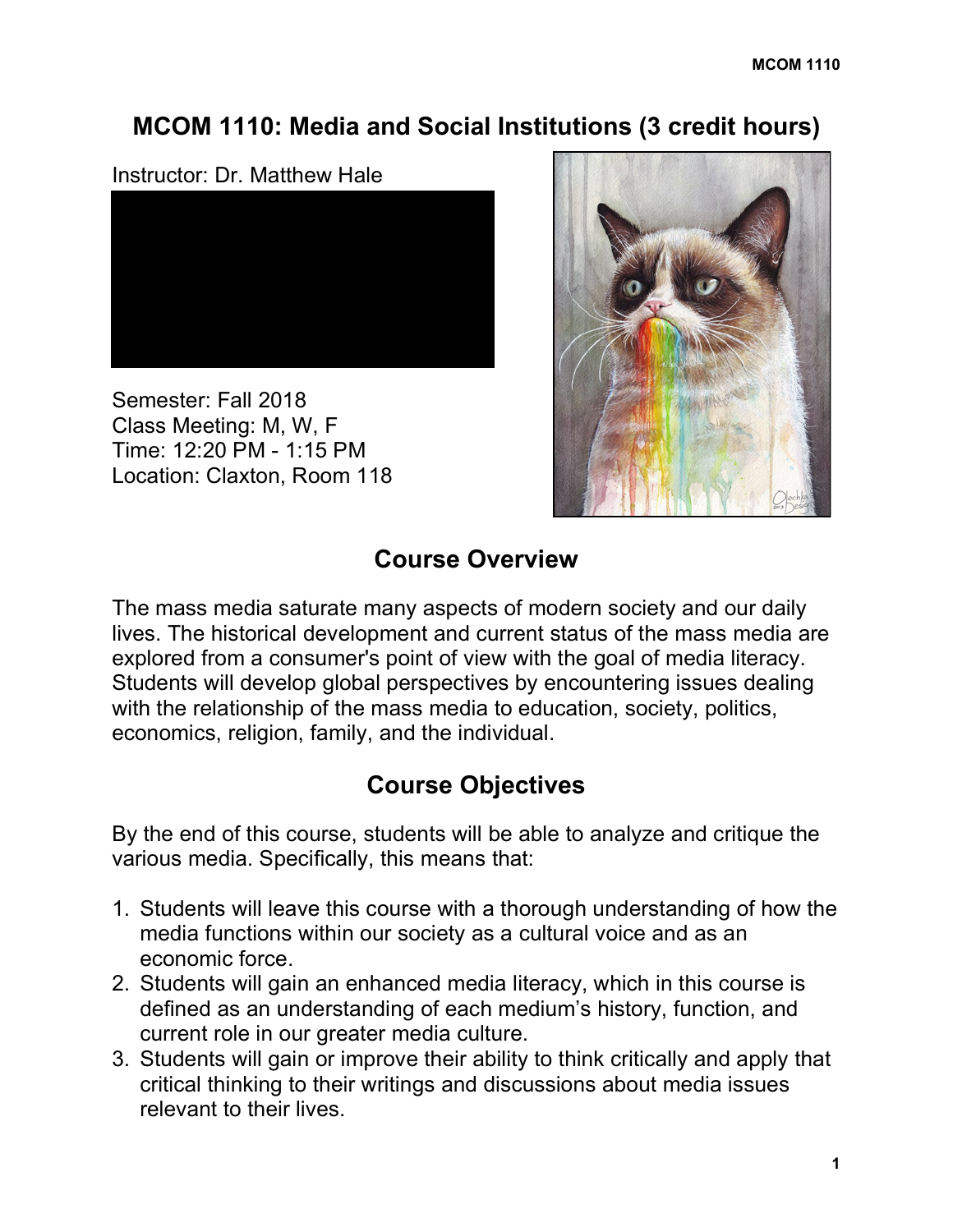# MCOM 1110: Media and Social Institutions (3 credit hours)

Instructor: Dr. Matthew Hale

Semester: Fall 2018
Class Meeting: M, W, F
Time: 12:20 PM - 1:15 PM
Location: Claxton, Room 118

## Course Overview

The mass media saturate many aspects of modern society and our daily lives. The historical development and current status of the mass media are explored from a consumer's point of view with the goal of media literacy. Students will develop global perspectives by encountering issues dealing with the relationship of the mass media to education, society, politics, economics, religion, family, and the individual.

## Course Objectives

By the end of this course, students will be able to analyze and critique the various media. Specifically, this means that:

1. Students will leave this course with a thorough understanding of how the media functions within our society as a cultural voice and as an economic force.
2. Students will gain an enhanced media literacy, which in this course is defined as an understanding of each medium's history, function, and current role in our greater media culture.
3. Students will gain or improve their ability to think critically and apply that critical thinking to their writings and discussions about media issues relevant to their lives.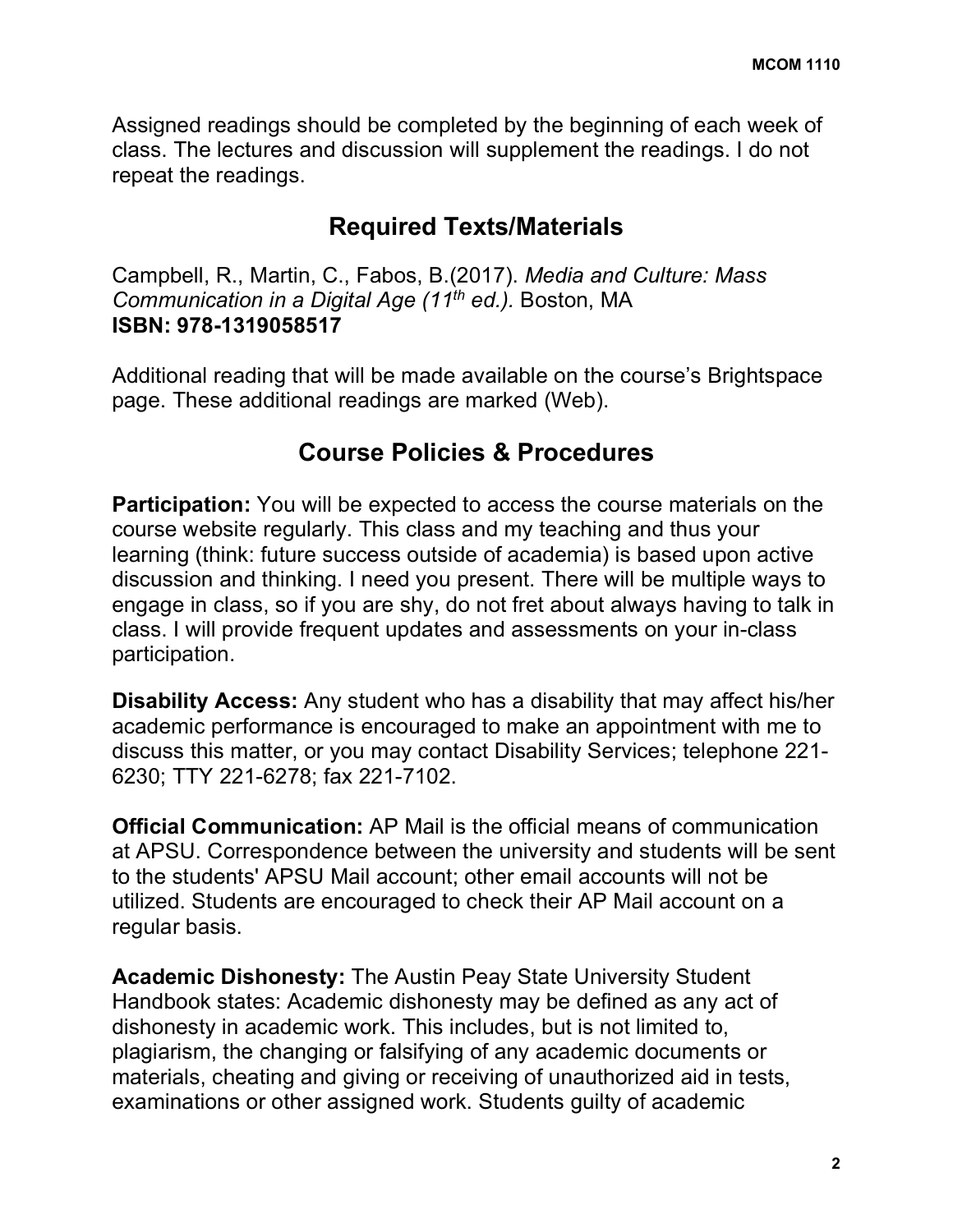Assigned readings should be completed by the beginning of each week of class. The lectures and discussion will supplement the readings. I do not repeat the readings.

## Required Texts/Materials

Campbell, R., Martin, C., Fabos, B.(2017). *Media and Culture: Mass Communication in a Digital Age (11th ed.).* Boston, MA
**ISBN: 978-1319058517**

Additional reading that will be made available on the course's Brightspace page. These additional readings are marked (Web).

## Course Policies & Procedures

**Participation:** You will be expected to access the course materials on the course website regularly. This class and my teaching and thus your learning (think: future success outside of academia) is based upon active discussion and thinking. I need you present. There will be multiple ways to engage in class, so if you are shy, do not fret about always having to talk in class. I will provide frequent updates and assessments on your in-class participation.

**Disability Access:** Any student who has a disability that may affect his/her academic performance is encouraged to make an appointment with me to discuss this matter, or you may contact Disability Services; telephone 221-6230; TTY 221-6278; fax 221-7102.

**Official Communication:** AP Mail is the official means of communication at APSU. Correspondence between the university and students will be sent to the students' APSU Mail account; other email accounts will not be utilized. Students are encouraged to check their AP Mail account on a regular basis.

**Academic Dishonesty:** The Austin Peay State University Student Handbook states: Academic dishonesty may be defined as any act of dishonesty in academic work. This includes, but is not limited to, plagiarism, the changing or falsifying of any academic documents or materials, cheating and giving or receiving of unauthorized aid in tests, examinations or other assigned work. Students guilty of academic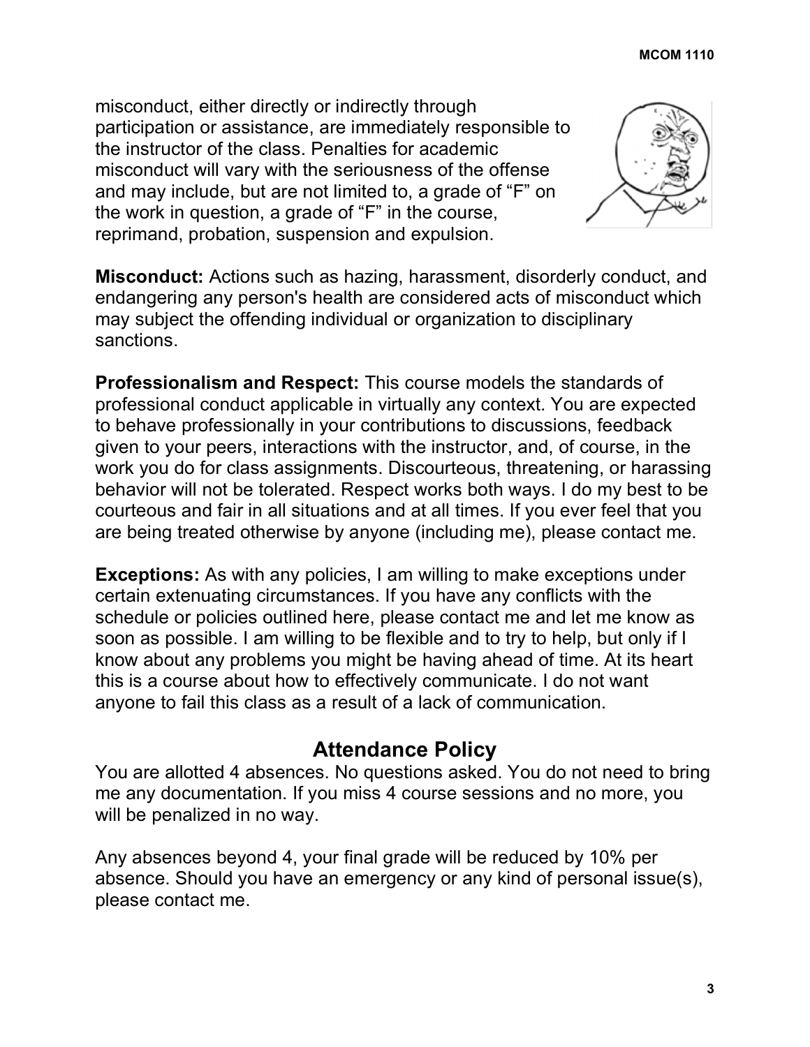misconduct, either directly or indirectly through participation or assistance, are immediately responsible to the instructor of the class. Penalties for academic misconduct will vary with the seriousness of the offense and may include, but are not limited to, a grade of "F" on the work in question, a grade of "F" in the course, reprimand, probation, suspension and expulsion.

**Misconduct:** Actions such as hazing, harassment, disorderly conduct, and endangering any person's health are considered acts of misconduct which may subject the offending individual or organization to disciplinary sanctions.

**Professionalism and Respect:** This course models the standards of professional conduct applicable in virtually any context. You are expected to behave professionally in your contributions to discussions, feedback given to your peers, interactions with the instructor, and, of course, in the work you do for class assignments. Discourteous, threatening, or harassing behavior will not be tolerated. Respect works both ways. I do my best to be courteous and fair in all situations and at all times. If you ever feel that you are being treated otherwise by anyone (including me), please contact me.

**Exceptions:** As with any policies, I am willing to make exceptions under certain extenuating circumstances. If you have any conflicts with the schedule or policies outlined here, please contact me and let me know as soon as possible. I am willing to be flexible and to try to help, but only if I know about any problems you might be having ahead of time. At its heart this is a course about how to effectively communicate. I do not want anyone to fail this class as a result of a lack of communication.

## Attendance Policy

You are allotted 4 absences. No questions asked. You do not need to bring me any documentation. If you miss 4 course sessions and no more, you will be penalized in no way.

Any absences beyond 4, your final grade will be reduced by 10% per absence. Should you have an emergency or any kind of personal issue(s), please contact me.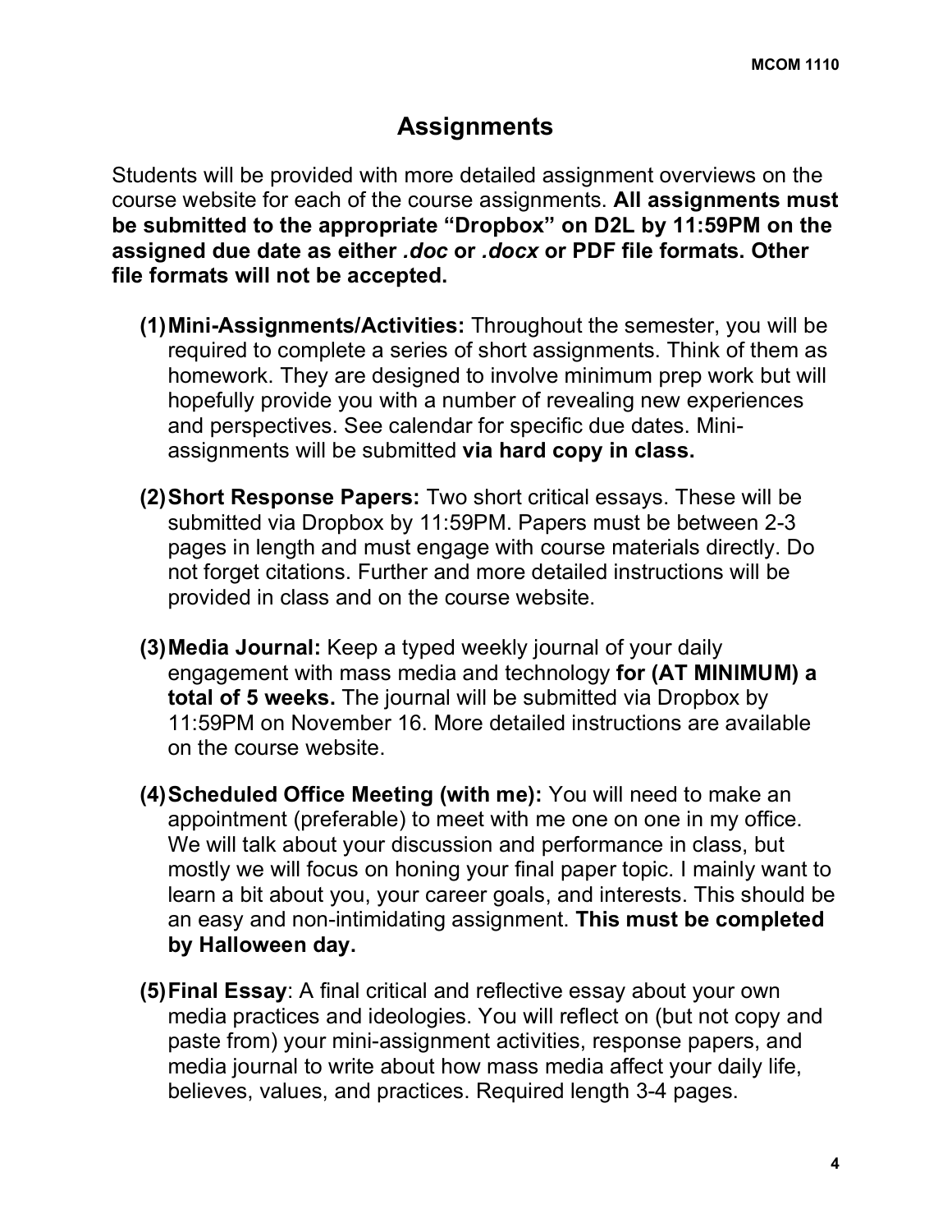## Assignments

Students will be provided with more detailed assignment overviews on the course website for each of the course assignments. **All assignments must be submitted to the appropriate "Dropbox" on D2L by 11:59PM on the assigned due date as either *.doc* or *.docx* or PDF file formats. Other file formats will not be accepted.**

(1) **Mini-Assignments/Activities:** Throughout the semester, you will be required to complete a series of short assignments. Think of them as homework. They are designed to involve minimum prep work but will hopefully provide you with a number of revealing new experiences and perspectives. See calendar for specific due dates. Mini-assignments will be submitted **via hard copy in class.**

(2) **Short Response Papers:** Two short critical essays. These will be submitted via Dropbox by 11:59PM. Papers must be between 2-3 pages in length and must engage with course materials directly. Do not forget citations. Further and more detailed instructions will be provided in class and on the course website.

(3) **Media Journal:** Keep a typed weekly journal of your daily engagement with mass media and technology **for (AT MINIMUM) a total of 5 weeks.** The journal will be submitted via Dropbox by 11:59PM on November 16. More detailed instructions are available on the course website.

(4) **Scheduled Office Meeting (with me):** You will need to make an appointment (preferable) to meet with me one on one in my office. We will talk about your discussion and performance in class, but mostly we will focus on honing your final paper topic. I mainly want to learn a bit about you, your career goals, and interests. This should be an easy and non-intimidating assignment. **This must be completed by Halloween day.**

(5) **Final Essay**: A final critical and reflective essay about your own media practices and ideologies. You will reflect on (but not copy and paste from) your mini-assignment activities, response papers, and media journal to write about how mass media affect your daily life, believes, values, and practices. Required length 3-4 pages.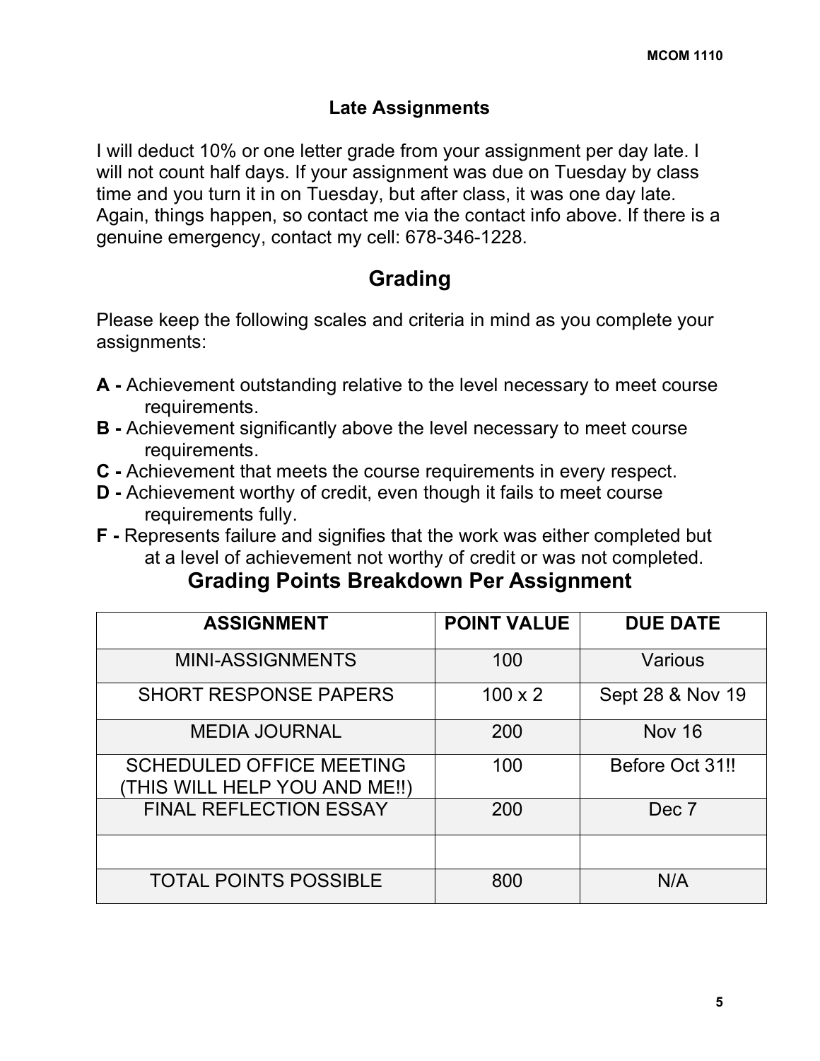### Late Assignments

I will deduct 10% or one letter grade from your assignment per day late. I will not count half days. If your assignment was due on Tuesday by class time and you turn it in on Tuesday, but after class, it was one day late. Again, things happen, so contact me via the contact info above. If there is a genuine emergency, contact my cell: 678-346-1228.

## Grading

Please keep the following scales and criteria in mind as you complete your assignments:

**A -** Achievement outstanding relative to the level necessary to meet course requirements.
**B -** Achievement significantly above the level necessary to meet course requirements.
**C -** Achievement that meets the course requirements in every respect.
**D -** Achievement worthy of credit, even though it fails to meet course requirements fully.
**F -** Represents failure and signifies that the work was either completed but at a level of achievement not worthy of credit or was not completed.

### Grading Points Breakdown Per Assignment

| ASSIGNMENT | POINT VALUE | DUE DATE |
|---|---|---|
| MINI-ASSIGNMENTS | 100 | Various |
| SHORT RESPONSE PAPERS | 100 x 2 | Sept 28 & Nov 19 |
| MEDIA JOURNAL | 200 | Nov 16 |
| SCHEDULED OFFICE MEETING (THIS WILL HELP YOU AND ME!!) | 100 | Before Oct 31!! |
| FINAL REFLECTION ESSAY | 200 | Dec 7 |
| | | |
| TOTAL POINTS POSSIBLE | 800 | N/A |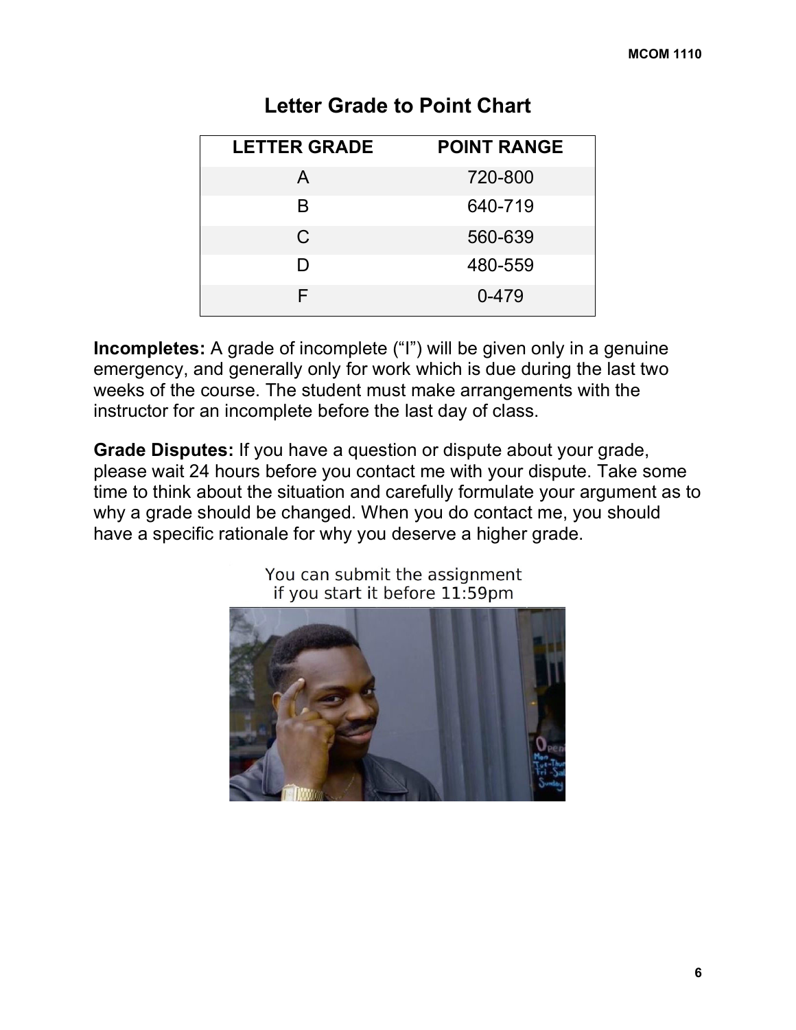## Letter Grade to Point Chart

| LETTER GRADE | POINT RANGE |
| --- | --- |
| A | 720-800 |
| B | 640-719 |
| C | 560-639 |
| D | 480-559 |
| F | 0-479 |

**Incompletes:** A grade of incomplete ("I") will be given only in a genuine emergency, and generally only for work which is due during the last two weeks of the course. The student must make arrangements with the instructor for an incomplete before the last day of class.

**Grade Disputes:** If you have a question or dispute about your grade, please wait 24 hours before you contact me with your dispute. Take some time to think about the situation and carefully formulate your argument as to why a grade should be changed. When you do contact me, you should have a specific rationale for why you deserve a higher grade.

You can submit the assignment if you start it before 11:59pm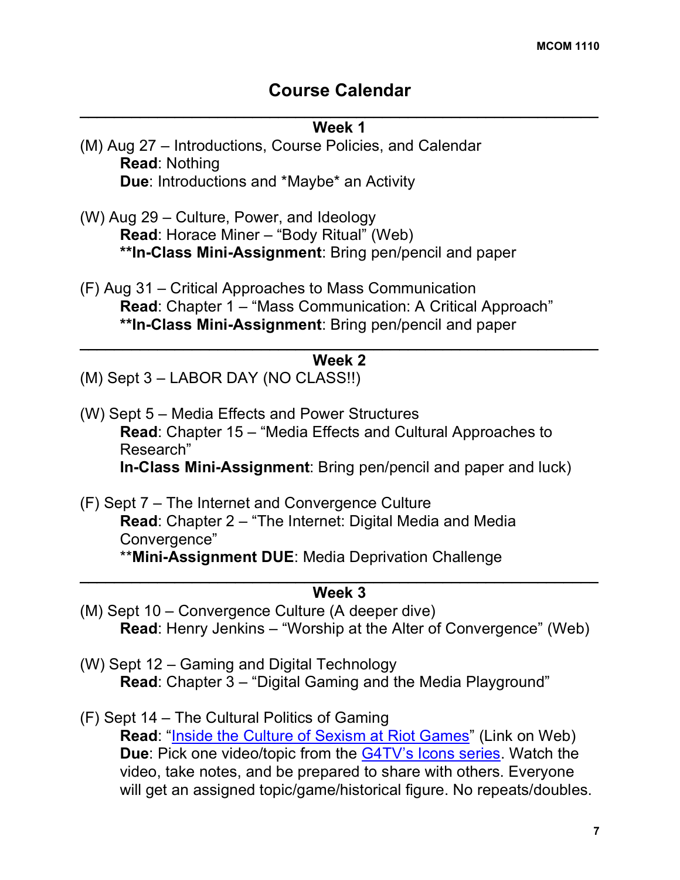# Course Calendar

---

### Week 1

(M) Aug 27 – Introductions, Course Policies, and Calendar
**Read**: Nothing
**Due**: Introductions and *Maybe* an Activity

(W) Aug 29 – Culture, Power, and Ideology
**Read**: Horace Miner – "Body Ritual" (Web)
****In-Class Mini-Assignment**: Bring pen/pencil and paper

(F) Aug 31 – Critical Approaches to Mass Communication
**Read**: Chapter 1 – "Mass Communication: A Critical Approach"
****In-Class Mini-Assignment**: Bring pen/pencil and paper

---

### Week 2

(M) Sept 3 – LABOR DAY (NO CLASS!!)

(W) Sept 5 – Media Effects and Power Structures
**Read**: Chapter 15 – "Media Effects and Cultural Approaches to Research"
**In-Class Mini-Assignment**: Bring pen/pencil and paper and luck)

(F) Sept 7 – The Internet and Convergence Culture
**Read**: Chapter 2 – "The Internet: Digital Media and Media Convergence"
****Mini-Assignment DUE**: Media Deprivation Challenge

---

### Week 3

(M) Sept 10 – Convergence Culture (A deeper dive)
**Read**: Henry Jenkins – "Worship at the Alter of Convergence" (Web)

(W) Sept 12 – Gaming and Digital Technology
**Read**: Chapter 3 – "Digital Gaming and the Media Playground"

(F) Sept 14 – The Cultural Politics of Gaming
**Read**: "Inside the Culture of Sexism at Riot Games" (Link on Web)
**Due**: Pick one video/topic from the G4TV's Icons series. Watch the video, take notes, and be prepared to share with others. Everyone will get an assigned topic/game/historical figure. No repeats/doubles.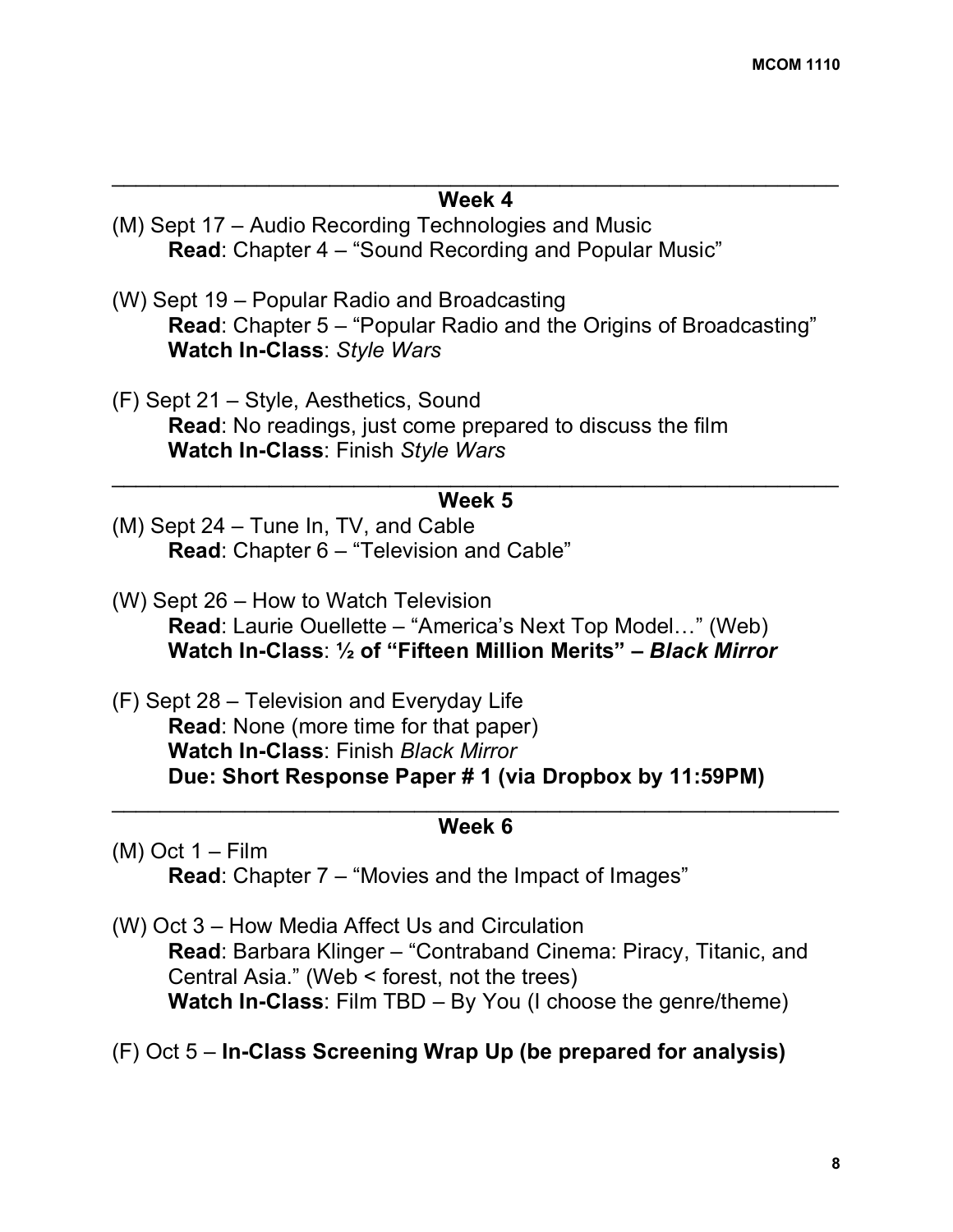---

### Week 4

(M) Sept 17 – Audio Recording Technologies and Music
  **Read**: Chapter 4 – "Sound Recording and Popular Music"

(W) Sept 19 – Popular Radio and Broadcasting
  **Read**: Chapter 5 – "Popular Radio and the Origins of Broadcasting"
  **Watch In-Class**: *Style Wars*

(F) Sept 21 – Style, Aesthetics, Sound
  **Read**: No readings, just come prepared to discuss the film
  **Watch In-Class**: Finish *Style Wars*

---

### Week 5

(M) Sept 24 – Tune In, TV, and Cable
  **Read**: Chapter 6 – "Television and Cable"

(W) Sept 26 – How to Watch Television
  **Read**: Laurie Ouellette – "America's Next Top Model…" (Web)
  **Watch In-Class**: **½ of "Fifteen Million Merits" – *Black Mirror***

(F) Sept 28 – Television and Everyday Life
  **Read**: None (more time for that paper)
  **Watch In-Class**: Finish *Black Mirror*
  **Due: Short Response Paper # 1 (via Dropbox by 11:59PM)**

---

### Week 6

(M) Oct 1 – Film
  **Read**: Chapter 7 – "Movies and the Impact of Images"

(W) Oct 3 – How Media Affect Us and Circulation
  **Read**: Barbara Klinger – "Contraband Cinema: Piracy, Titanic, and Central Asia." (Web < forest, not the trees)
  **Watch In-Class**: Film TBD – By You (I choose the genre/theme)

(F) Oct 5 – **In-Class Screening Wrap Up (be prepared for analysis)**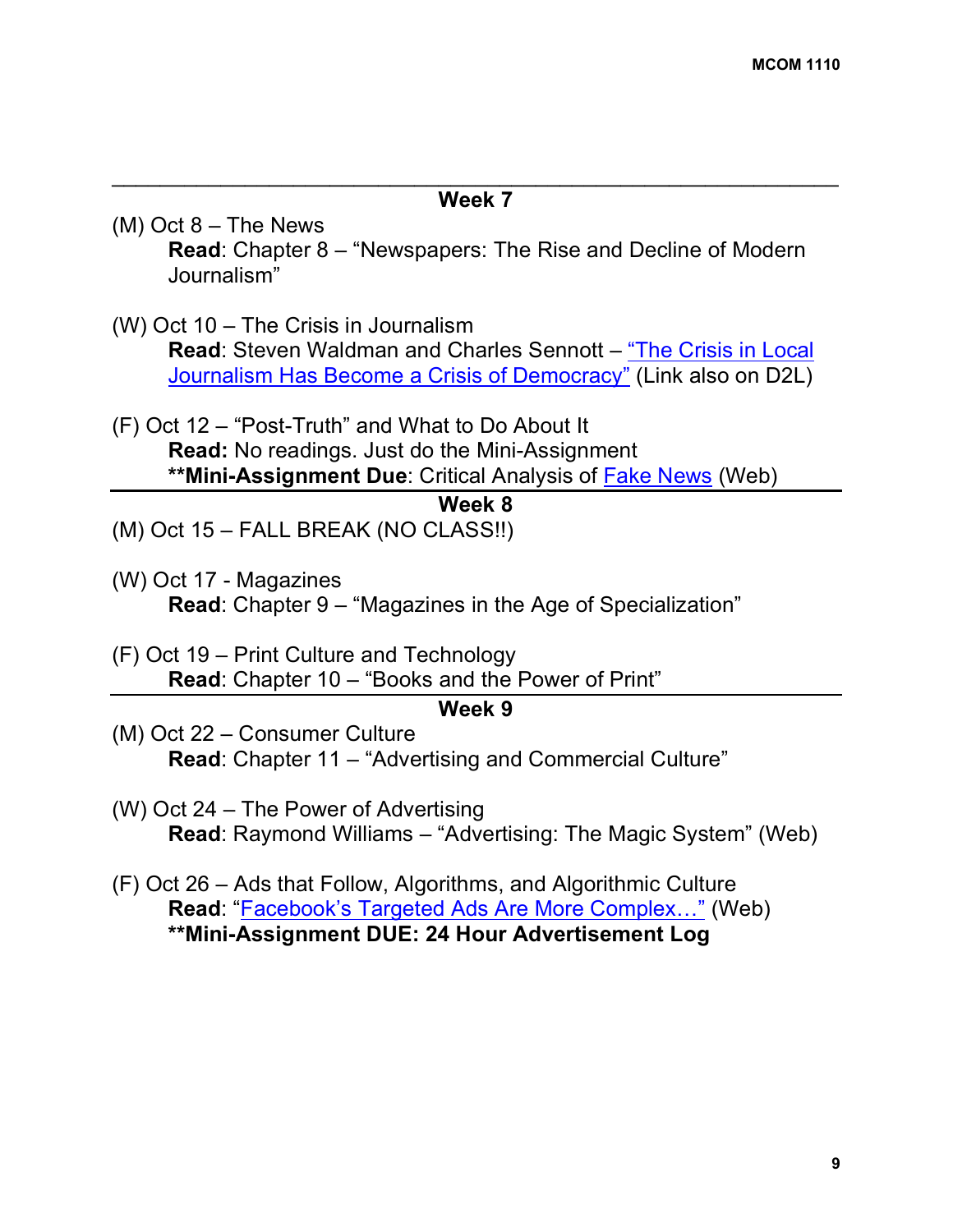## Week 7

(M) Oct 8 – The News

**Read**: Chapter 8 – "Newspapers: The Rise and Decline of Modern Journalism"

(W) Oct 10 – The Crisis in Journalism

**Read**: Steven Waldman and Charles Sennott – "The Crisis in Local Journalism Has Become a Crisis of Democracy" (Link also on D2L)

(F) Oct 12 – "Post-Truth" and What to Do About It

**Read:** No readings. Just do the Mini-Assignment

****Mini-Assignment Due**: Critical Analysis of Fake News (Web)

## Week 8

(M) Oct 15 – FALL BREAK (NO CLASS!!)

(W) Oct 17 - Magazines

**Read**: Chapter 9 – "Magazines in the Age of Specialization"

(F) Oct 19 – Print Culture and Technology

**Read**: Chapter 10 – "Books and the Power of Print"

## Week 9

(M) Oct 22 – Consumer Culture

**Read**: Chapter 11 – "Advertising and Commercial Culture"

(W) Oct 24 – The Power of Advertising

**Read**: Raymond Williams – "Advertising: The Magic System" (Web)

(F) Oct 26 – Ads that Follow, Algorithms, and Algorithmic Culture

**Read**: "Facebook's Targeted Ads Are More Complex…" (Web)

****Mini-Assignment DUE: 24 Hour Advertisement Log**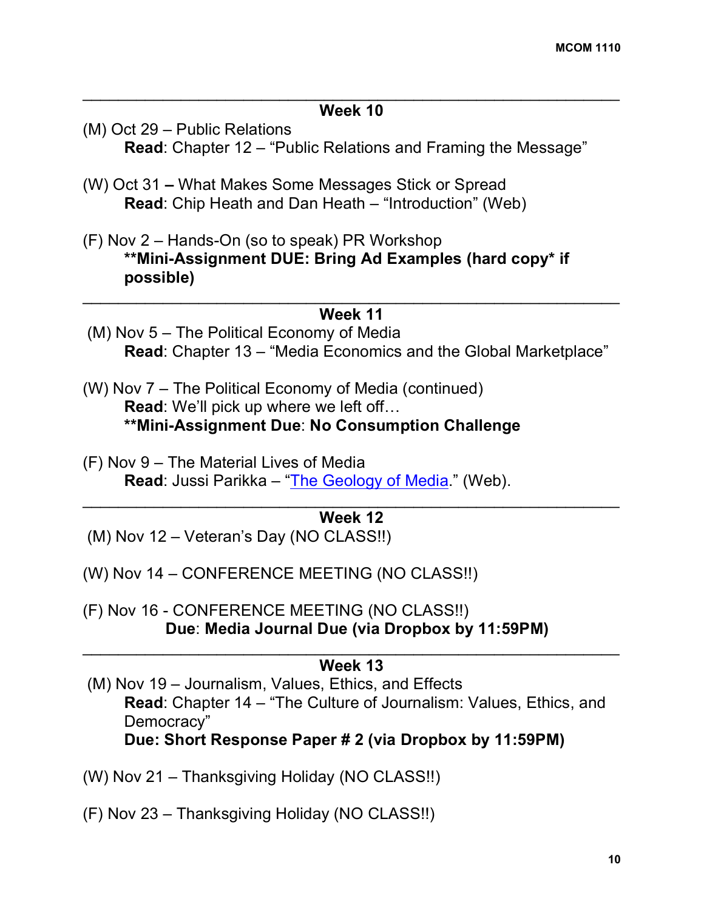---

### Week 10

(M) Oct 29 – Public Relations
  **Read**: Chapter 12 – "Public Relations and Framing the Message"

(W) Oct 31 **–** What Makes Some Messages Stick or Spread
  **Read**: Chip Heath and Dan Heath – "Introduction" (Web)

(F) Nov 2 – Hands-On (so to speak) PR Workshop
  **\*\*Mini-Assignment DUE: Bring Ad Examples (hard copy\* if possible)**

---

### Week 11

(M) Nov 5 – The Political Economy of Media
  **Read**: Chapter 13 – "Media Economics and the Global Marketplace"

(W) Nov 7 – The Political Economy of Media (continued)
  **Read**: We'll pick up where we left off…
  **\*\*Mini-Assignment Due**: **No Consumption Challenge**

(F) Nov 9 – The Material Lives of Media
  **Read**: Jussi Parikka – "The Geology of Media." (Web).

---

### Week 12

(M) Nov 12 – Veteran's Day (NO CLASS!!)

(W) Nov 14 – CONFERENCE MEETING (NO CLASS!!)

(F) Nov 16 - CONFERENCE MEETING (NO CLASS!!)
  **Due**: **Media Journal Due (via Dropbox by 11:59PM)**

---

### Week 13

(M) Nov 19 – Journalism, Values, Ethics, and Effects
  **Read**: Chapter 14 – "The Culture of Journalism: Values, Ethics, and Democracy"
  **Due: Short Response Paper # 2 (via Dropbox by 11:59PM)**

(W) Nov 21 – Thanksgiving Holiday (NO CLASS!!)

(F) Nov 23 – Thanksgiving Holiday (NO CLASS!!)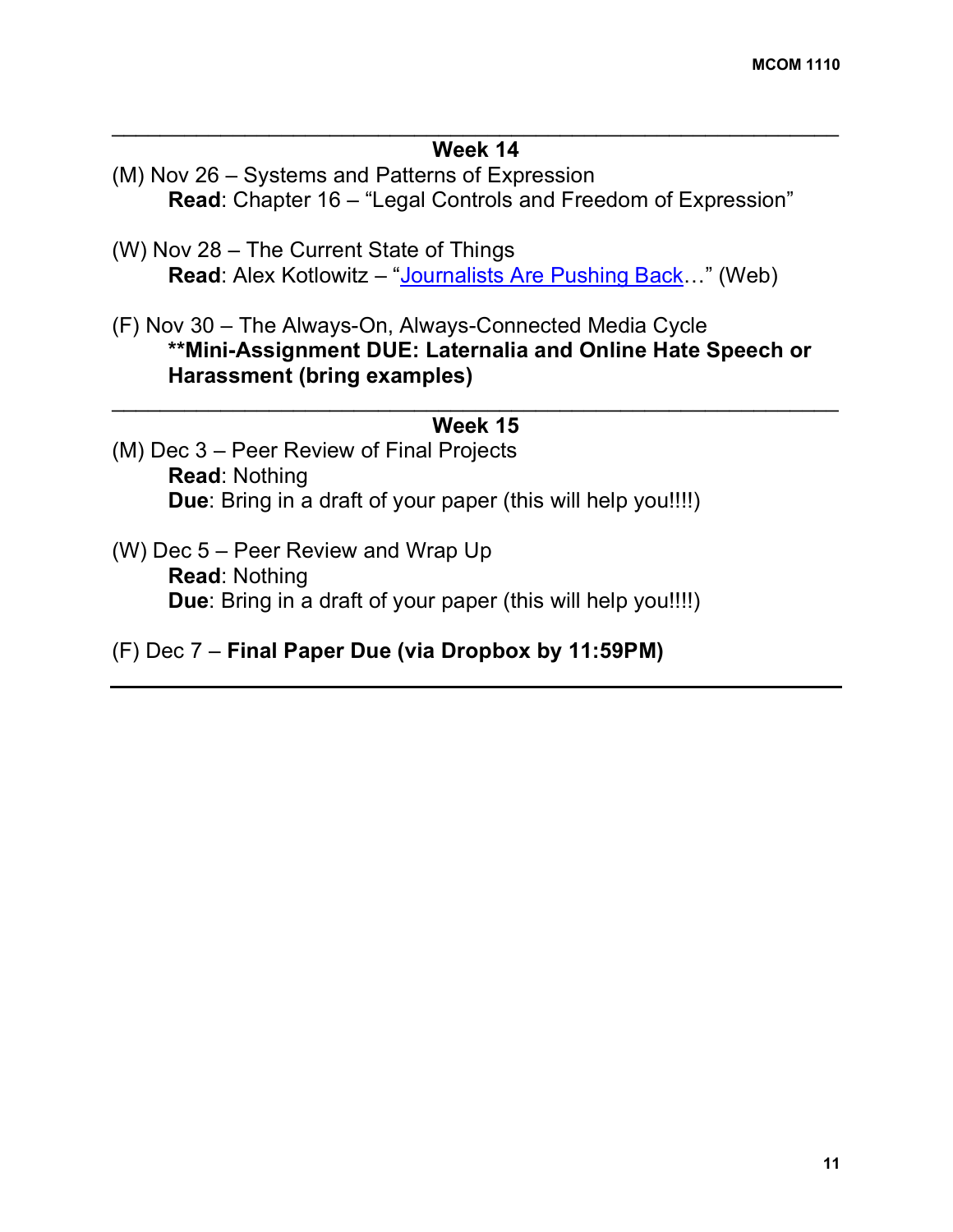## Week 14

(M) Nov 26 – Systems and Patterns of Expression
**Read**: Chapter 16 – "Legal Controls and Freedom of Expression"

(W) Nov 28 – The Current State of Things
**Read**: Alex Kotlowitz – "Journalists Are Pushing Back…" (Web)

(F) Nov 30 – The Always-On, Always-Connected Media Cycle
****Mini-Assignment DUE: Laternalia and Online Hate Speech or Harassment (bring examples)**

## Week 15

(M) Dec 3 – Peer Review of Final Projects
**Read**: Nothing
**Due**: Bring in a draft of your paper (this will help you!!!!)

(W) Dec 5 – Peer Review and Wrap Up
**Read**: Nothing
**Due**: Bring in a draft of your paper (this will help you!!!!)

(F) Dec 7 – **Final Paper Due (via Dropbox by 11:59PM)**